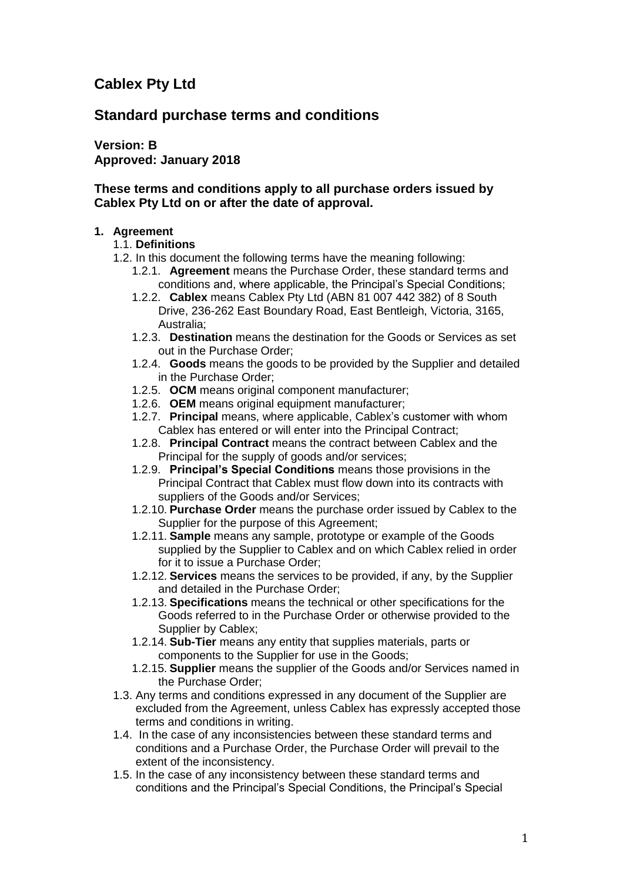# Cablex Pty Ltd

## Standard purchase terms and conditions

**Version: B**
**Approved: January 2018**

**These terms and conditions apply to all purchase orders issued by Cablex Pty Ltd on or after the date of approval.**

1. **Agreement**
   1.1. **Definitions**
   1.2. In this document the following terms have the meaning following:
      1.2.1. **Agreement** means the Purchase Order, these standard terms and conditions and, where applicable, the Principal's Special Conditions;
      1.2.2. **Cablex** means Cablex Pty Ltd (ABN 81 007 442 382) of 8 South Drive, 236-262 East Boundary Road, East Bentleigh, Victoria, 3165, Australia;
      1.2.3. **Destination** means the destination for the Goods or Services as set out in the Purchase Order;
      1.2.4. **Goods** means the goods to be provided by the Supplier and detailed in the Purchase Order;
      1.2.5. **OCM** means original component manufacturer;
      1.2.6. **OEM** means original equipment manufacturer;
      1.2.7. **Principal** means, where applicable, Cablex's customer with whom Cablex has entered or will enter into the Principal Contract;
      1.2.8. **Principal Contract** means the contract between Cablex and the Principal for the supply of goods and/or services;
      1.2.9. **Principal's Special Conditions** means those provisions in the Principal Contract that Cablex must flow down into its contracts with suppliers of the Goods and/or Services;
      1.2.10. **Purchase Order** means the purchase order issued by Cablex to the Supplier for the purpose of this Agreement;
      1.2.11. **Sample** means any sample, prototype or example of the Goods supplied by the Supplier to Cablex and on which Cablex relied in order for it to issue a Purchase Order;
      1.2.12. **Services** means the services to be provided, if any, by the Supplier and detailed in the Purchase Order;
      1.2.13. **Specifications** means the technical or other specifications for the Goods referred to in the Purchase Order or otherwise provided to the Supplier by Cablex;
      1.2.14. **Sub-Tier** means any entity that supplies materials, parts or components to the Supplier for use in the Goods;
      1.2.15. **Supplier** means the supplier of the Goods and/or Services named in the Purchase Order;
   1.3. Any terms and conditions expressed in any document of the Supplier are excluded from the Agreement, unless Cablex has expressly accepted those terms and conditions in writing.
   1.4. In the case of any inconsistencies between these standard terms and conditions and a Purchase Order, the Purchase Order will prevail to the extent of the inconsistency.
   1.5. In the case of any inconsistency between these standard terms and conditions and the Principal's Special Conditions, the Principal's Special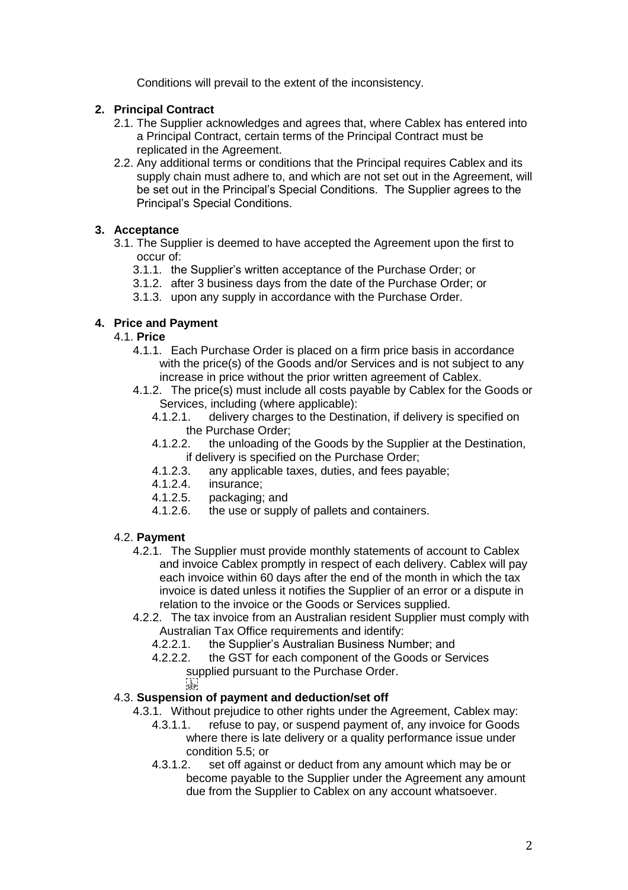Conditions will prevail to the extent of the inconsistency.

## 2. Principal Contract

2.1. The Supplier acknowledges and agrees that, where Cablex has entered into a Principal Contract, certain terms of the Principal Contract must be replicated in the Agreement.

2.2. Any additional terms or conditions that the Principal requires Cablex and its supply chain must adhere to, and which are not set out in the Agreement, will be set out in the Principal's Special Conditions. The Supplier agrees to the Principal's Special Conditions.

## 3. Acceptance

3.1. The Supplier is deemed to have accepted the Agreement upon the first to occur of:

- 3.1.1. the Supplier's written acceptance of the Purchase Order; or
- 3.1.2. after 3 business days from the date of the Purchase Order; or
- 3.1.3. upon any supply in accordance with the Purchase Order.

## 4. Price and Payment

### 4.1. Price

4.1.1. Each Purchase Order is placed on a firm price basis in accordance with the price(s) of the Goods and/or Services and is not subject to any increase in price without the prior written agreement of Cablex.

4.1.2. The price(s) must include all costs payable by Cablex for the Goods or Services, including (where applicable):

- 4.1.2.1. delivery charges to the Destination, if delivery is specified on the Purchase Order;
- 4.1.2.2. the unloading of the Goods by the Supplier at the Destination, if delivery is specified on the Purchase Order;
- 4.1.2.3. any applicable taxes, duties, and fees payable;
- 4.1.2.4. insurance;
- 4.1.2.5. packaging; and
- 4.1.2.6. the use or supply of pallets and containers.

### 4.2. Payment

4.2.1. The Supplier must provide monthly statements of account to Cablex and invoice Cablex promptly in respect of each delivery. Cablex will pay each invoice within 60 days after the end of the month in which the tax invoice is dated unless it notifies the Supplier of an error or a dispute in relation to the invoice or the Goods or Services supplied.

4.2.2. The tax invoice from an Australian resident Supplier must comply with Australian Tax Office requirements and identify:

- 4.2.2.1. the Supplier's Australian Business Number; and
- 4.2.2.2. the GST for each component of the Goods or Services supplied pursuant to the Purchase Order.

### 4.3. Suspension of payment and deduction/set off

4.3.1. Without prejudice to other rights under the Agreement, Cablex may:

- 4.3.1.1. refuse to pay, or suspend payment of, any invoice for Goods where there is late delivery or a quality performance issue under condition 5.5; or
- 4.3.1.2. set off against or deduct from any amount which may be or become payable to the Supplier under the Agreement any amount due from the Supplier to Cablex on any account whatsoever.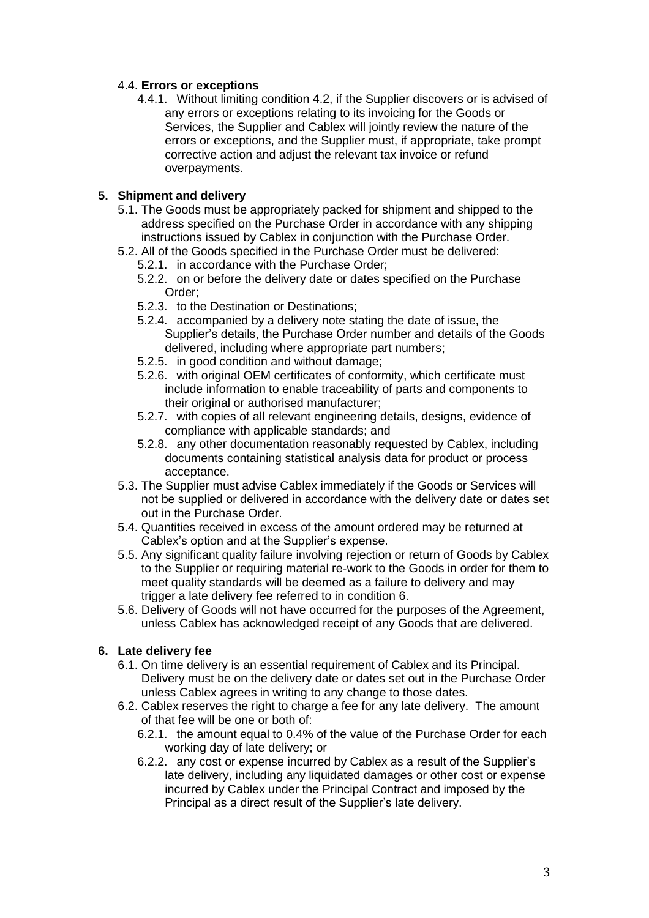4.4. **Errors or exceptions**

4.4.1. Without limiting condition 4.2, if the Supplier discovers or is advised of any errors or exceptions relating to its invoicing for the Goods or Services, the Supplier and Cablex will jointly review the nature of the errors or exceptions, and the Supplier must, if appropriate, take prompt corrective action and adjust the relevant tax invoice or refund overpayments.

## 5. Shipment and delivery

5.1. The Goods must be appropriately packed for shipment and shipped to the address specified on the Purchase Order in accordance with any shipping instructions issued by Cablex in conjunction with the Purchase Order.

5.2. All of the Goods specified in the Purchase Order must be delivered:

- 5.2.1. in accordance with the Purchase Order;
- 5.2.2. on or before the delivery date or dates specified on the Purchase Order;
- 5.2.3. to the Destination or Destinations;
- 5.2.4. accompanied by a delivery note stating the date of issue, the Supplier's details, the Purchase Order number and details of the Goods delivered, including where appropriate part numbers;
- 5.2.5. in good condition and without damage;
- 5.2.6. with original OEM certificates of conformity, which certificate must include information to enable traceability of parts and components to their original or authorised manufacturer;
- 5.2.7. with copies of all relevant engineering details, designs, evidence of compliance with applicable standards; and
- 5.2.8. any other documentation reasonably requested by Cablex, including documents containing statistical analysis data for product or process acceptance.

5.3. The Supplier must advise Cablex immediately if the Goods or Services will not be supplied or delivered in accordance with the delivery date or dates set out in the Purchase Order.

5.4. Quantities received in excess of the amount ordered may be returned at Cablex's option and at the Supplier's expense.

5.5. Any significant quality failure involving rejection or return of Goods by Cablex to the Supplier or requiring material re-work to the Goods in order for them to meet quality standards will be deemed as a failure to delivery and may trigger a late delivery fee referred to in condition 6.

5.6. Delivery of Goods will not have occurred for the purposes of the Agreement, unless Cablex has acknowledged receipt of any Goods that are delivered.

## 6. Late delivery fee

6.1. On time delivery is an essential requirement of Cablex and its Principal. Delivery must be on the delivery date or dates set out in the Purchase Order unless Cablex agrees in writing to any change to those dates.

6.2. Cablex reserves the right to charge a fee for any late delivery. The amount of that fee will be one or both of:

- 6.2.1. the amount equal to 0.4% of the value of the Purchase Order for each working day of late delivery; or
- 6.2.2. any cost or expense incurred by Cablex as a result of the Supplier's late delivery, including any liquidated damages or other cost or expense incurred by Cablex under the Principal Contract and imposed by the Principal as a direct result of the Supplier's late delivery.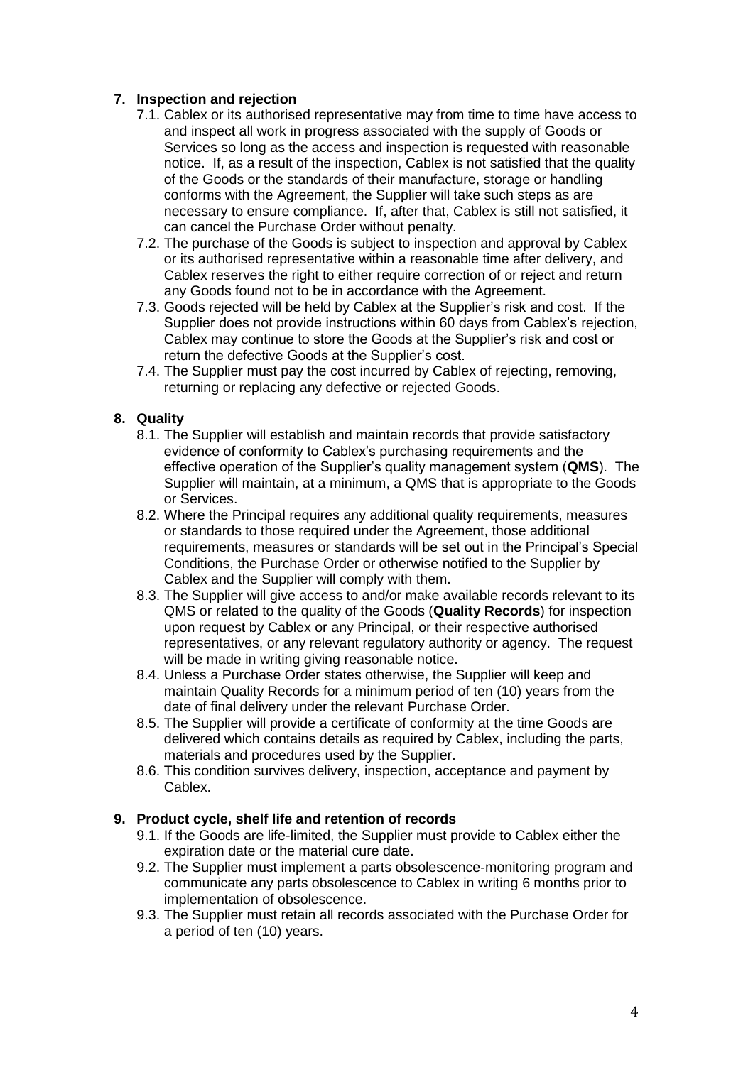## 7. Inspection and rejection

7.1. Cablex or its authorised representative may from time to time have access to and inspect all work in progress associated with the supply of Goods or Services so long as the access and inspection is requested with reasonable notice. If, as a result of the inspection, Cablex is not satisfied that the quality of the Goods or the standards of their manufacture, storage or handling conforms with the Agreement, the Supplier will take such steps as are necessary to ensure compliance. If, after that, Cablex is still not satisfied, it can cancel the Purchase Order without penalty.

7.2. The purchase of the Goods is subject to inspection and approval by Cablex or its authorised representative within a reasonable time after delivery, and Cablex reserves the right to either require correction of or reject and return any Goods found not to be in accordance with the Agreement.

7.3. Goods rejected will be held by Cablex at the Supplier's risk and cost. If the Supplier does not provide instructions within 60 days from Cablex's rejection, Cablex may continue to store the Goods at the Supplier's risk and cost or return the defective Goods at the Supplier's cost.

7.4. The Supplier must pay the cost incurred by Cablex of rejecting, removing, returning or replacing any defective or rejected Goods.

## 8. Quality

8.1. The Supplier will establish and maintain records that provide satisfactory evidence of conformity to Cablex's purchasing requirements and the effective operation of the Supplier's quality management system (**QMS**). The Supplier will maintain, at a minimum, a QMS that is appropriate to the Goods or Services.

8.2. Where the Principal requires any additional quality requirements, measures or standards to those required under the Agreement, those additional requirements, measures or standards will be set out in the Principal's Special Conditions, the Purchase Order or otherwise notified to the Supplier by Cablex and the Supplier will comply with them.

8.3. The Supplier will give access to and/or make available records relevant to its QMS or related to the quality of the Goods (**Quality Records**) for inspection upon request by Cablex or any Principal, or their respective authorised representatives, or any relevant regulatory authority or agency. The request will be made in writing giving reasonable notice.

8.4. Unless a Purchase Order states otherwise, the Supplier will keep and maintain Quality Records for a minimum period of ten (10) years from the date of final delivery under the relevant Purchase Order.

8.5. The Supplier will provide a certificate of conformity at the time Goods are delivered which contains details as required by Cablex, including the parts, materials and procedures used by the Supplier.

8.6. This condition survives delivery, inspection, acceptance and payment by Cablex.

## 9. Product cycle, shelf life and retention of records

9.1. If the Goods are life-limited, the Supplier must provide to Cablex either the expiration date or the material cure date.

9.2. The Supplier must implement a parts obsolescence-monitoring program and communicate any parts obsolescence to Cablex in writing 6 months prior to implementation of obsolescence.

9.3. The Supplier must retain all records associated with the Purchase Order for a period of ten (10) years.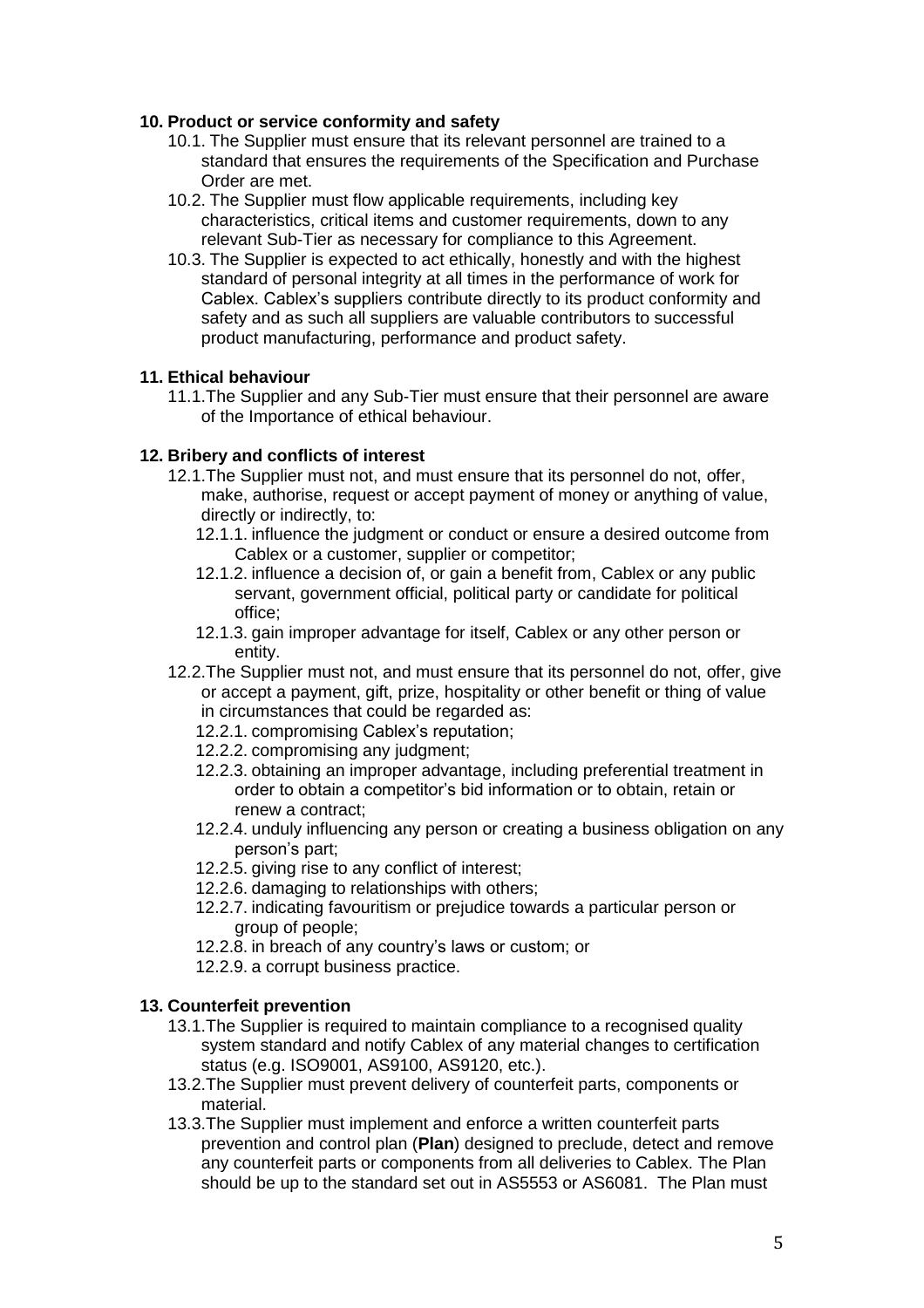### 10. Product or service conformity and safety

10.1. The Supplier must ensure that its relevant personnel are trained to a standard that ensures the requirements of the Specification and Purchase Order are met.

10.2. The Supplier must flow applicable requirements, including key characteristics, critical items and customer requirements, down to any relevant Sub-Tier as necessary for compliance to this Agreement.

10.3. The Supplier is expected to act ethically, honestly and with the highest standard of personal integrity at all times in the performance of work for Cablex. Cablex's suppliers contribute directly to its product conformity and safety and as such all suppliers are valuable contributors to successful product manufacturing, performance and product safety.

### 11. Ethical behaviour

11.1. The Supplier and any Sub-Tier must ensure that their personnel are aware of the Importance of ethical behaviour.

### 12. Bribery and conflicts of interest

12.1. The Supplier must not, and must ensure that its personnel do not, offer, make, authorise, request or accept payment of money or anything of value, directly or indirectly, to:

- 12.1.1. influence the judgment or conduct or ensure a desired outcome from Cablex or a customer, supplier or competitor;
- 12.1.2. influence a decision of, or gain a benefit from, Cablex or any public servant, government official, political party or candidate for political office;
- 12.1.3. gain improper advantage for itself, Cablex or any other person or entity.

12.2. The Supplier must not, and must ensure that its personnel do not, offer, give or accept a payment, gift, prize, hospitality or other benefit or thing of value in circumstances that could be regarded as:

- 12.2.1. compromising Cablex's reputation;
- 12.2.2. compromising any judgment;
- 12.2.3. obtaining an improper advantage, including preferential treatment in order to obtain a competitor's bid information or to obtain, retain or renew a contract;
- 12.2.4. unduly influencing any person or creating a business obligation on any person's part;
- 12.2.5. giving rise to any conflict of interest;
- 12.2.6. damaging to relationships with others;
- 12.2.7. indicating favouritism or prejudice towards a particular person or group of people;
- 12.2.8. in breach of any country's laws or custom; or
- 12.2.9. a corrupt business practice.

### 13. Counterfeit prevention

13.1. The Supplier is required to maintain compliance to a recognised quality system standard and notify Cablex of any material changes to certification status (e.g. ISO9001, AS9100, AS9120, etc.).

13.2. The Supplier must prevent delivery of counterfeit parts, components or material.

13.3. The Supplier must implement and enforce a written counterfeit parts prevention and control plan (**Plan**) designed to preclude, detect and remove any counterfeit parts or components from all deliveries to Cablex. The Plan should be up to the standard set out in AS5553 or AS6081. The Plan must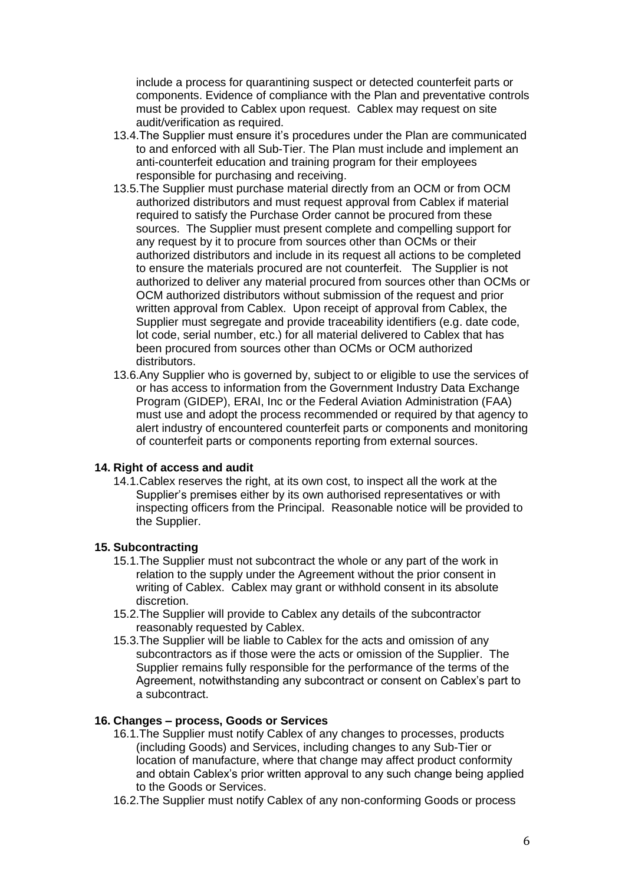include a process for quarantining suspect or detected counterfeit parts or components. Evidence of compliance with the Plan and preventative controls must be provided to Cablex upon request. Cablex may request on site audit/verification as required.

13.4. The Supplier must ensure it's procedures under the Plan are communicated to and enforced with all Sub-Tier. The Plan must include and implement an anti-counterfeit education and training program for their employees responsible for purchasing and receiving.

13.5. The Supplier must purchase material directly from an OCM or from OCM authorized distributors and must request approval from Cablex if material required to satisfy the Purchase Order cannot be procured from these sources. The Supplier must present complete and compelling support for any request by it to procure from sources other than OCMs or their authorized distributors and include in its request all actions to be completed to ensure the materials procured are not counterfeit. The Supplier is not authorized to deliver any material procured from sources other than OCMs or OCM authorized distributors without submission of the request and prior written approval from Cablex. Upon receipt of approval from Cablex, the Supplier must segregate and provide traceability identifiers (e.g. date code, lot code, serial number, etc.) for all material delivered to Cablex that has been procured from sources other than OCMs or OCM authorized distributors.

13.6. Any Supplier who is governed by, subject to or eligible to use the services of or has access to information from the Government Industry Data Exchange Program (GIDEP), ERAI, Inc or the Federal Aviation Administration (FAA) must use and adopt the process recommended or required by that agency to alert industry of encountered counterfeit parts or components and monitoring of counterfeit parts or components reporting from external sources.

### 14. Right of access and audit

14.1. Cablex reserves the right, at its own cost, to inspect all the work at the Supplier's premises either by its own authorised representatives or with inspecting officers from the Principal. Reasonable notice will be provided to the Supplier.

### 15. Subcontracting

15.1. The Supplier must not subcontract the whole or any part of the work in relation to the supply under the Agreement without the prior consent in writing of Cablex. Cablex may grant or withhold consent in its absolute discretion.

15.2. The Supplier will provide to Cablex any details of the subcontractor reasonably requested by Cablex.

15.3. The Supplier will be liable to Cablex for the acts and omission of any subcontractors as if those were the acts or omission of the Supplier. The Supplier remains fully responsible for the performance of the terms of the Agreement, notwithstanding any subcontract or consent on Cablex's part to a subcontract.

### 16. Changes – process, Goods or Services

16.1. The Supplier must notify Cablex of any changes to processes, products (including Goods) and Services, including changes to any Sub-Tier or location of manufacture, where that change may affect product conformity and obtain Cablex's prior written approval to any such change being applied to the Goods or Services.

16.2. The Supplier must notify Cablex of any non-conforming Goods or process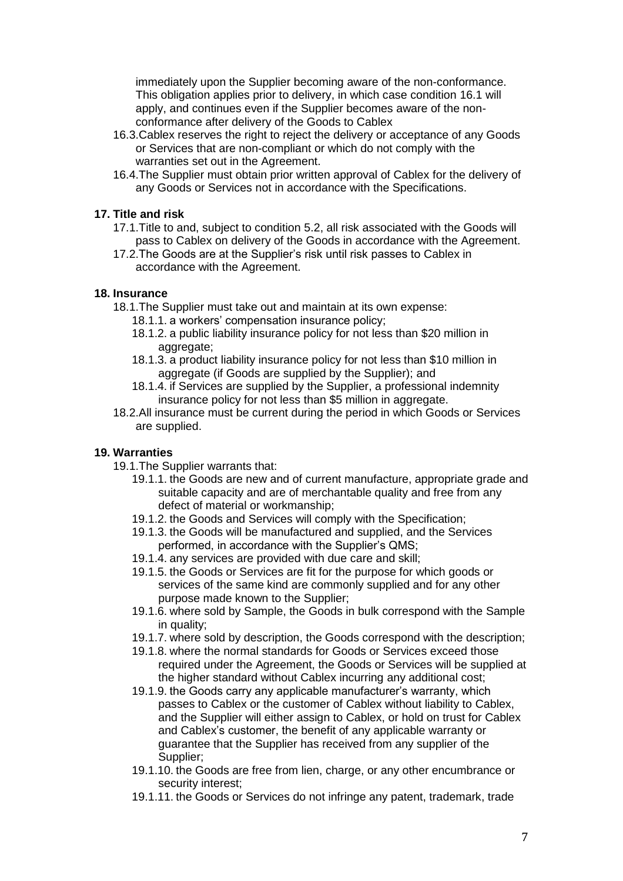immediately upon the Supplier becoming aware of the non-conformance. This obligation applies prior to delivery, in which case condition 16.1 will apply, and continues even if the Supplier becomes aware of the non-conformance after delivery of the Goods to Cablex

16.3. Cablex reserves the right to reject the delivery or acceptance of any Goods or Services that are non-compliant or which do not comply with the warranties set out in the Agreement.

16.4. The Supplier must obtain prior written approval of Cablex for the delivery of any Goods or Services not in accordance with the Specifications.

**17. Title and risk**

17.1. Title to and, subject to condition 5.2, all risk associated with the Goods will pass to Cablex on delivery of the Goods in accordance with the Agreement.

17.2. The Goods are at the Supplier's risk until risk passes to Cablex in accordance with the Agreement.

**18. Insurance**

18.1. The Supplier must take out and maintain at its own expense:

18.1.1. a workers' compensation insurance policy;

18.1.2. a public liability insurance policy for not less than $20 million in aggregate;

18.1.3. a product liability insurance policy for not less than $10 million in aggregate (if Goods are supplied by the Supplier); and

18.1.4. if Services are supplied by the Supplier, a professional indemnity insurance policy for not less than $5 million in aggregate.

18.2. All insurance must be current during the period in which Goods or Services are supplied.

**19. Warranties**

19.1. The Supplier warrants that:

19.1.1. the Goods are new and of current manufacture, appropriate grade and suitable capacity and are of merchantable quality and free from any defect of material or workmanship;

19.1.2. the Goods and Services will comply with the Specification;

19.1.3. the Goods will be manufactured and supplied, and the Services performed, in accordance with the Supplier's QMS;

19.1.4. any services are provided with due care and skill;

19.1.5. the Goods or Services are fit for the purpose for which goods or services of the same kind are commonly supplied and for any other purpose made known to the Supplier;

19.1.6. where sold by Sample, the Goods in bulk correspond with the Sample in quality;

19.1.7. where sold by description, the Goods correspond with the description;

19.1.8. where the normal standards for Goods or Services exceed those required under the Agreement, the Goods or Services will be supplied at the higher standard without Cablex incurring any additional cost;

19.1.9. the Goods carry any applicable manufacturer's warranty, which passes to Cablex or the customer of Cablex without liability to Cablex, and the Supplier will either assign to Cablex, or hold on trust for Cablex and Cablex's customer, the benefit of any applicable warranty or guarantee that the Supplier has received from any supplier of the Supplier;

19.1.10. the Goods are free from lien, charge, or any other encumbrance or security interest;

19.1.11. the Goods or Services do not infringe any patent, trademark, trade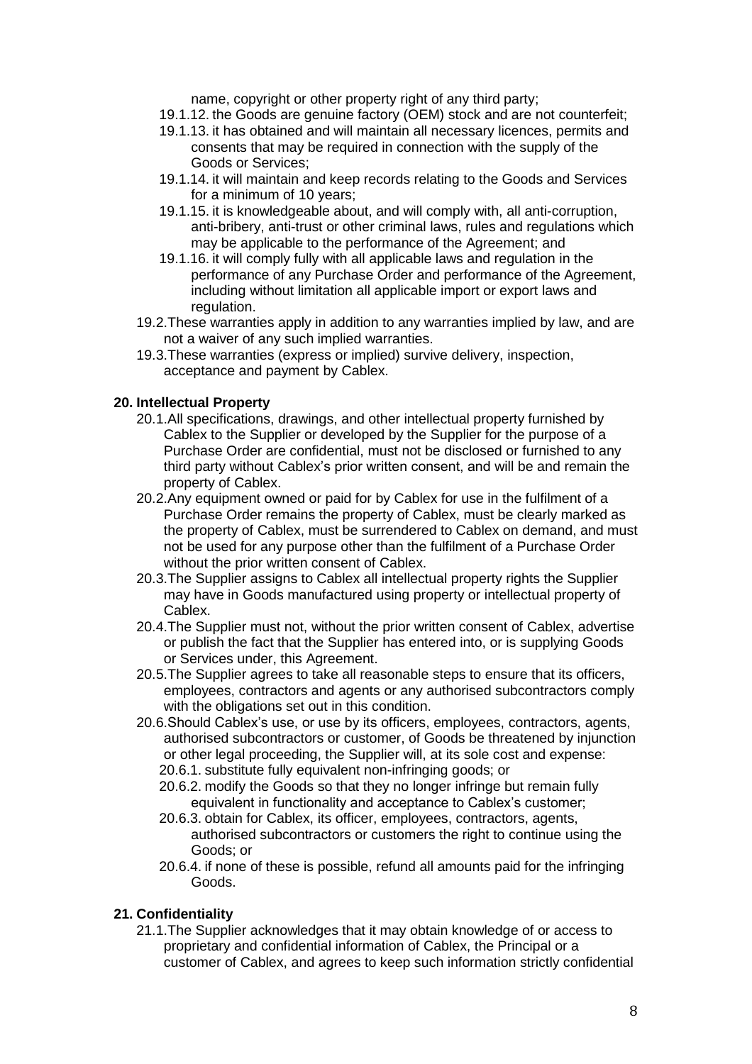name, copyright or other property right of any third party;

- 19.1.12. the Goods are genuine factory (OEM) stock and are not counterfeit;
- 19.1.13. it has obtained and will maintain all necessary licences, permits and consents that may be required in connection with the supply of the Goods or Services;
- 19.1.14. it will maintain and keep records relating to the Goods and Services for a minimum of 10 years;
- 19.1.15. it is knowledgeable about, and will comply with, all anti-corruption, anti-bribery, anti-trust or other criminal laws, rules and regulations which may be applicable to the performance of the Agreement; and
- 19.1.16. it will comply fully with all applicable laws and regulation in the performance of any Purchase Order and performance of the Agreement, including without limitation all applicable import or export laws and regulation.

19.2. These warranties apply in addition to any warranties implied by law, and are not a waiver of any such implied warranties.

19.3. These warranties (express or implied) survive delivery, inspection, acceptance and payment by Cablex.

## 20. Intellectual Property

20.1. All specifications, drawings, and other intellectual property furnished by Cablex to the Supplier or developed by the Supplier for the purpose of a Purchase Order are confidential, must not be disclosed or furnished to any third party without Cablex's prior written consent, and will be and remain the property of Cablex.

20.2. Any equipment owned or paid for by Cablex for use in the fulfilment of a Purchase Order remains the property of Cablex, must be clearly marked as the property of Cablex, must be surrendered to Cablex on demand, and must not be used for any purpose other than the fulfilment of a Purchase Order without the prior written consent of Cablex.

20.3. The Supplier assigns to Cablex all intellectual property rights the Supplier may have in Goods manufactured using property or intellectual property of Cablex.

20.4. The Supplier must not, without the prior written consent of Cablex, advertise or publish the fact that the Supplier has entered into, or is supplying Goods or Services under, this Agreement.

20.5. The Supplier agrees to take all reasonable steps to ensure that its officers, employees, contractors and agents or any authorised subcontractors comply with the obligations set out in this condition.

20.6. Should Cablex's use, or use by its officers, employees, contractors, agents, authorised subcontractors or customer, of Goods be threatened by injunction or other legal proceeding, the Supplier will, at its sole cost and expense:

- 20.6.1. substitute fully equivalent non-infringing goods; or
- 20.6.2. modify the Goods so that they no longer infringe but remain fully equivalent in functionality and acceptance to Cablex's customer;
- 20.6.3. obtain for Cablex, its officer, employees, contractors, agents, authorised subcontractors or customers the right to continue using the Goods; or
- 20.6.4. if none of these is possible, refund all amounts paid for the infringing Goods.

## 21. Confidentiality

21.1. The Supplier acknowledges that it may obtain knowledge of or access to proprietary and confidential information of Cablex, the Principal or a customer of Cablex, and agrees to keep such information strictly confidential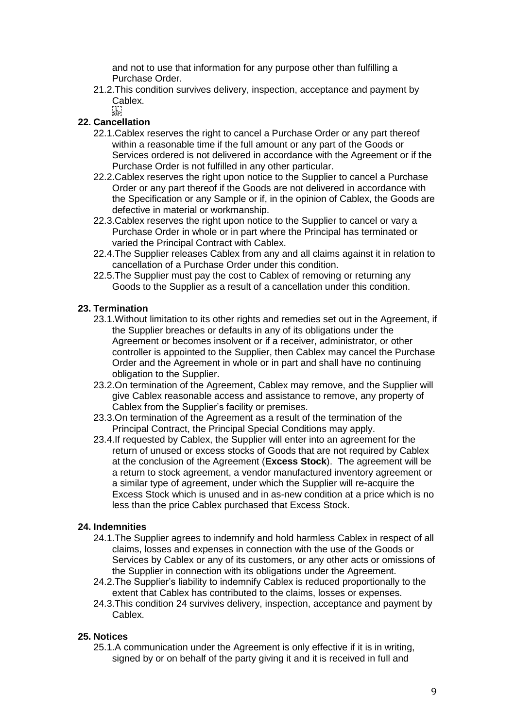and not to use that information for any purpose other than fulfilling a Purchase Order.

21.2. This condition survives delivery, inspection, acceptance and payment by Cablex.

## 22. Cancellation

22.1. Cablex reserves the right to cancel a Purchase Order or any part thereof within a reasonable time if the full amount or any part of the Goods or Services ordered is not delivered in accordance with the Agreement or if the Purchase Order is not fulfilled in any other particular.

22.2. Cablex reserves the right upon notice to the Supplier to cancel a Purchase Order or any part thereof if the Goods are not delivered in accordance with the Specification or any Sample or if, in the opinion of Cablex, the Goods are defective in material or workmanship.

22.3. Cablex reserves the right upon notice to the Supplier to cancel or vary a Purchase Order in whole or in part where the Principal has terminated or varied the Principal Contract with Cablex.

22.4. The Supplier releases Cablex from any and all claims against it in relation to cancellation of a Purchase Order under this condition.

22.5. The Supplier must pay the cost to Cablex of removing or returning any Goods to the Supplier as a result of a cancellation under this condition.

## 23. Termination

23.1. Without limitation to its other rights and remedies set out in the Agreement, if the Supplier breaches or defaults in any of its obligations under the Agreement or becomes insolvent or if a receiver, administrator, or other controller is appointed to the Supplier, then Cablex may cancel the Purchase Order and the Agreement in whole or in part and shall have no continuing obligation to the Supplier.

23.2. On termination of the Agreement, Cablex may remove, and the Supplier will give Cablex reasonable access and assistance to remove, any property of Cablex from the Supplier's facility or premises.

23.3. On termination of the Agreement as a result of the termination of the Principal Contract, the Principal Special Conditions may apply.

23.4. If requested by Cablex, the Supplier will enter into an agreement for the return of unused or excess stocks of Goods that are not required by Cablex at the conclusion of the Agreement (**Excess Stock**). The agreement will be a return to stock agreement, a vendor manufactured inventory agreement or a similar type of agreement, under which the Supplier will re-acquire the Excess Stock which is unused and in as-new condition at a price which is no less than the price Cablex purchased that Excess Stock.

## 24. Indemnities

24.1. The Supplier agrees to indemnify and hold harmless Cablex in respect of all claims, losses and expenses in connection with the use of the Goods or Services by Cablex or any of its customers, or any other acts or omissions of the Supplier in connection with its obligations under the Agreement.

24.2. The Supplier's liability to indemnify Cablex is reduced proportionally to the extent that Cablex has contributed to the claims, losses or expenses.

24.3. This condition 24 survives delivery, inspection, acceptance and payment by Cablex.

## 25. Notices

25.1. A communication under the Agreement is only effective if it is in writing, signed by or on behalf of the party giving it and it is received in full and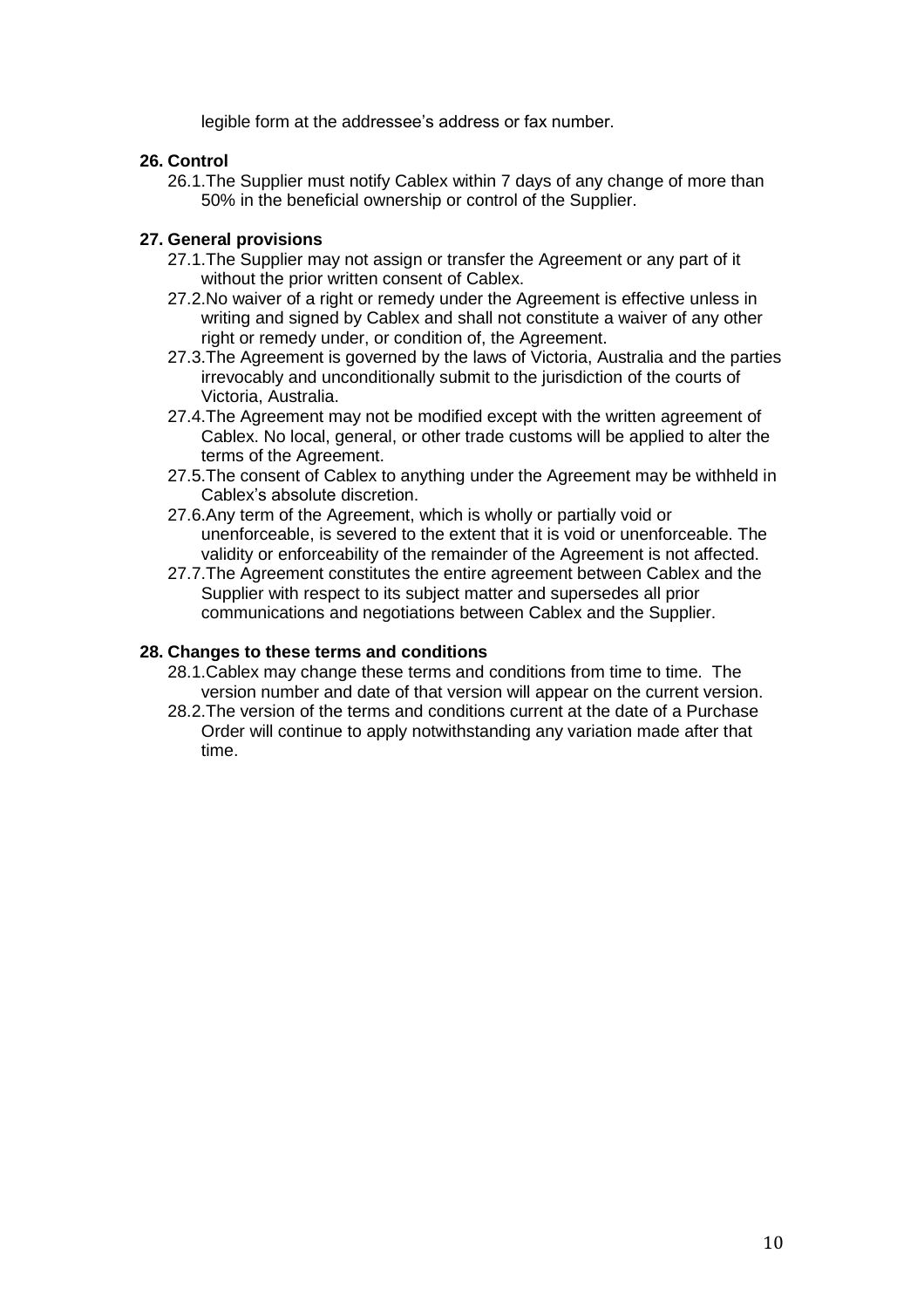legible form at the addressee's address or fax number.

**26. Control**

26.1. The Supplier must notify Cablex within 7 days of any change of more than 50% in the beneficial ownership or control of the Supplier.

**27. General provisions**

27.1. The Supplier may not assign or transfer the Agreement or any part of it without the prior written consent of Cablex.

27.2. No waiver of a right or remedy under the Agreement is effective unless in writing and signed by Cablex and shall not constitute a waiver of any other right or remedy under, or condition of, the Agreement.

27.3. The Agreement is governed by the laws of Victoria, Australia and the parties irrevocably and unconditionally submit to the jurisdiction of the courts of Victoria, Australia.

27.4. The Agreement may not be modified except with the written agreement of Cablex. No local, general, or other trade customs will be applied to alter the terms of the Agreement.

27.5. The consent of Cablex to anything under the Agreement may be withheld in Cablex's absolute discretion.

27.6. Any term of the Agreement, which is wholly or partially void or unenforceable, is severed to the extent that it is void or unenforceable. The validity or enforceability of the remainder of the Agreement is not affected.

27.7. The Agreement constitutes the entire agreement between Cablex and the Supplier with respect to its subject matter and supersedes all prior communications and negotiations between Cablex and the Supplier.

**28. Changes to these terms and conditions**

28.1. Cablex may change these terms and conditions from time to time. The version number and date of that version will appear on the current version.

28.2. The version of the terms and conditions current at the date of a Purchase Order will continue to apply notwithstanding any variation made after that time.